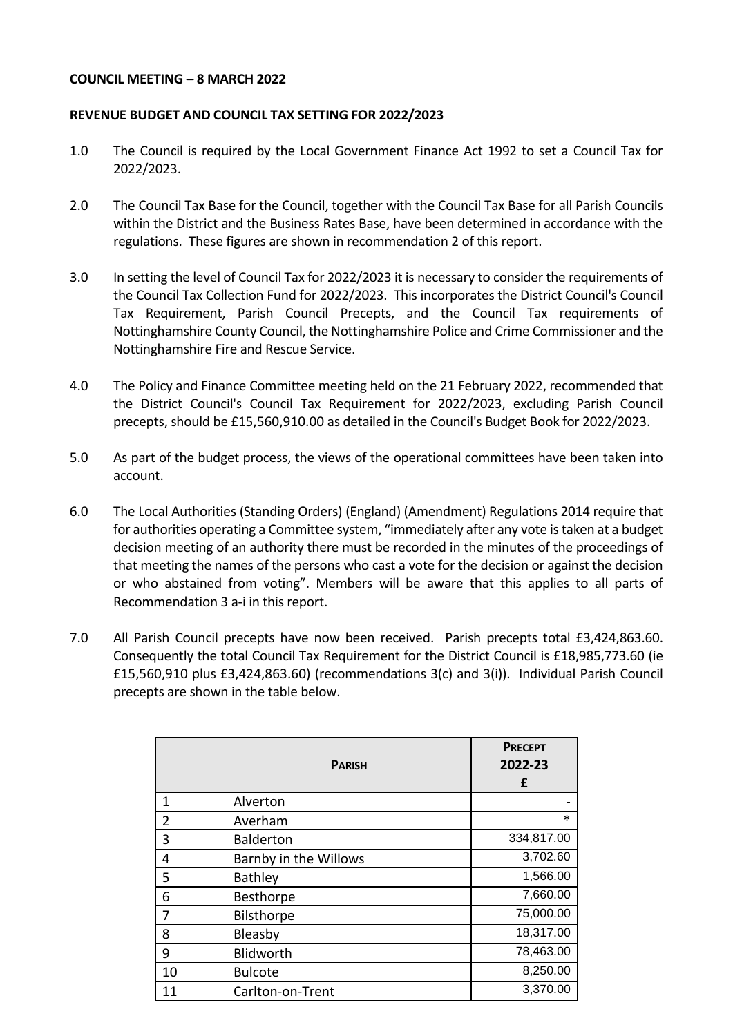**COUNCIL MEETING – 8 MARCH 2022**

**REVENUE BUDGET AND COUNCIL TAX SETTING FOR 2022/2023**

1.0 The Council is required by the Local Government Finance Act 1992 to set a Council Tax for 2022/2023.

2.0 The Council Tax Base for the Council, together with the Council Tax Base for all Parish Councils within the District and the Business Rates Base, have been determined in accordance with the regulations. These figures are shown in recommendation 2 of this report.

3.0 In setting the level of Council Tax for 2022/2023 it is necessary to consider the requirements of the Council Tax Collection Fund for 2022/2023. This incorporates the District Council's Council Tax Requirement, Parish Council Precepts, and the Council Tax requirements of Nottinghamshire County Council, the Nottinghamshire Police and Crime Commissioner and the Nottinghamshire Fire and Rescue Service.

4.0 The Policy and Finance Committee meeting held on the 21 February 2022, recommended that the District Council's Council Tax Requirement for 2022/2023, excluding Parish Council precepts, should be £15,560,910.00 as detailed in the Council's Budget Book for 2022/2023.

5.0 As part of the budget process, the views of the operational committees have been taken into account.

6.0 The Local Authorities (Standing Orders) (England) (Amendment) Regulations 2014 require that for authorities operating a Committee system, "immediately after any vote is taken at a budget decision meeting of an authority there must be recorded in the minutes of the proceedings of that meeting the names of the persons who cast a vote for the decision or against the decision or who abstained from voting". Members will be aware that this applies to all parts of Recommendation 3 a-i in this report.

7.0 All Parish Council precepts have now been received. Parish precepts total £3,424,863.60. Consequently the total Council Tax Requirement for the District Council is £18,985,773.60 (ie £15,560,910 plus £3,424,863.60) (recommendations 3(c) and 3(i)). Individual Parish Council precepts are shown in the table below.

| | **PARISH** | **PRECEPT 2022-23 £** |
|---|---|---|
| 1 | Alverton | - |
| 2 | Averham | * |
| 3 | Balderton | 334,817.00 |
| 4 | Barnby in the Willows | 3,702.60 |
| 5 | Bathley | 1,566.00 |
| 6 | Besthorpe | 7,660.00 |
| 7 | Bilsthorpe | 75,000.00 |
| 8 | Bleasby | 18,317.00 |
| 9 | Blidworth | 78,463.00 |
| 10 | Bulcote | 8,250.00 |
| 11 | Carlton-on-Trent | 3,370.00 |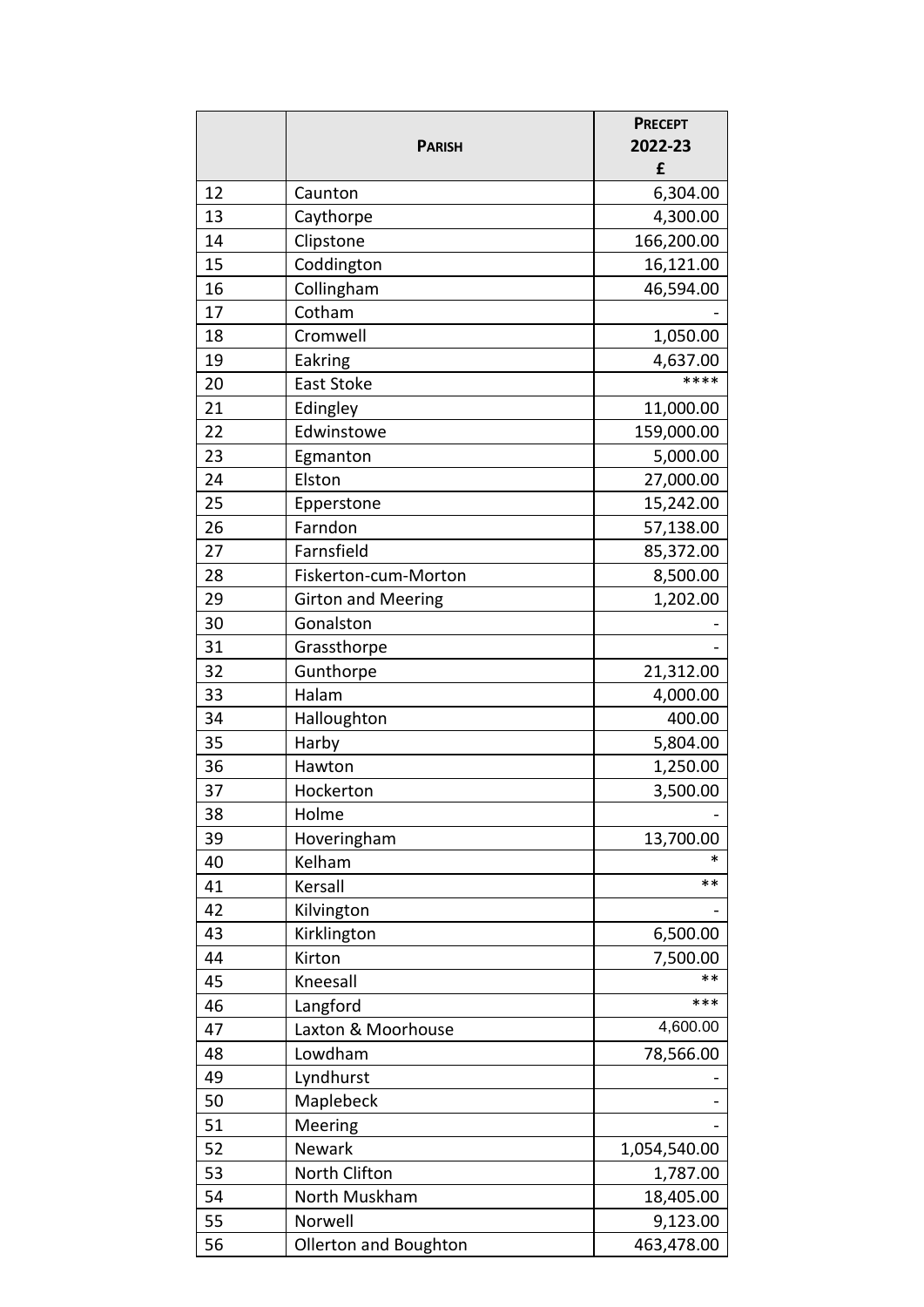| | **Parish** | **Precept 2022-23 £** |
|---|---|---|
| 12 | Caunton | 6,304.00 |
| 13 | Caythorpe | 4,300.00 |
| 14 | Clipstone | 166,200.00 |
| 15 | Coddington | 16,121.00 |
| 16 | Collingham | 46,594.00 |
| 17 | Cotham | - |
| 18 | Cromwell | 1,050.00 |
| 19 | Eakring | 4,637.00 |
| 20 | East Stoke | **** |
| 21 | Edingley | 11,000.00 |
| 22 | Edwinstowe | 159,000.00 |
| 23 | Egmanton | 5,000.00 |
| 24 | Elston | 27,000.00 |
| 25 | Epperstone | 15,242.00 |
| 26 | Farndon | 57,138.00 |
| 27 | Farnsfield | 85,372.00 |
| 28 | Fiskerton-cum-Morton | 8,500.00 |
| 29 | Girton and Meering | 1,202.00 |
| 30 | Gonalston | - |
| 31 | Grassthorpe | - |
| 32 | Gunthorpe | 21,312.00 |
| 33 | Halam | 4,000.00 |
| 34 | Halloughton | 400.00 |
| 35 | Harby | 5,804.00 |
| 36 | Hawton | 1,250.00 |
| 37 | Hockerton | 3,500.00 |
| 38 | Holme | - |
| 39 | Hoveringham | 13,700.00 |
| 40 | Kelham | * |
| 41 | Kersall | ** |
| 42 | Kilvington | - |
| 43 | Kirklington | 6,500.00 |
| 44 | Kirton | 7,500.00 |
| 45 | Kneesall | ** |
| 46 | Langford | *** |
| 47 | Laxton & Moorhouse | 4,600.00 |
| 48 | Lowdham | 78,566.00 |
| 49 | Lyndhurst | - |
| 50 | Maplebeck | - |
| 51 | Meering | - |
| 52 | Newark | 1,054,540.00 |
| 53 | North Clifton | 1,787.00 |
| 54 | North Muskham | 18,405.00 |
| 55 | Norwell | 9,123.00 |
| 56 | Ollerton and Boughton | 463,478.00 |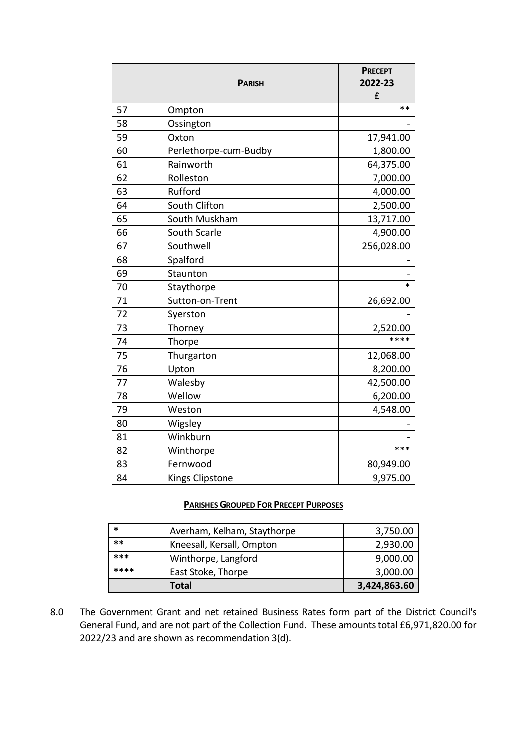| | **Parish** | **Precept 2022-23 £** |
|---|---|---|
| 57 | Ompton | ** |
| 58 | Ossington | - |
| 59 | Oxton | 17,941.00 |
| 60 | Perlethorpe-cum-Budby | 1,800.00 |
| 61 | Rainworth | 64,375.00 |
| 62 | Rolleston | 7,000.00 |
| 63 | Rufford | 4,000.00 |
| 64 | South Clifton | 2,500.00 |
| 65 | South Muskham | 13,717.00 |
| 66 | South Scarle | 4,900.00 |
| 67 | Southwell | 256,028.00 |
| 68 | Spalford | - |
| 69 | Staunton | - |
| 70 | Staythorpe | * |
| 71 | Sutton-on-Trent | 26,692.00 |
| 72 | Syerston | - |
| 73 | Thorney | 2,520.00 |
| 74 | Thorpe | **** |
| 75 | Thurgarton | 12,068.00 |
| 76 | Upton | 8,200.00 |
| 77 | Walesby | 42,500.00 |
| 78 | Wellow | 6,200.00 |
| 79 | Weston | 4,548.00 |
| 80 | Wigsley | - |
| 81 | Winkburn | - |
| 82 | Winthorpe | *** |
| 83 | Fernwood | 80,949.00 |
| 84 | Kings Clipstone | 9,975.00 |

**Parishes Grouped For Precept Purposes**

| | | |
|---|---|---|
| * | Averham, Kelham, Staythorpe | 3,750.00 |
| ** | Kneesall, Kersall, Ompton | 2,930.00 |
| *** | Winthorpe, Langford | 9,000.00 |
| **** | East Stoke, Thorpe | 3,000.00 |
| | **Total** | **3,424,863.60** |

8.0 The Government Grant and net retained Business Rates form part of the District Council's General Fund, and are not part of the Collection Fund. These amounts total £6,971,820.00 for 2022/23 and are shown as recommendation 3(d).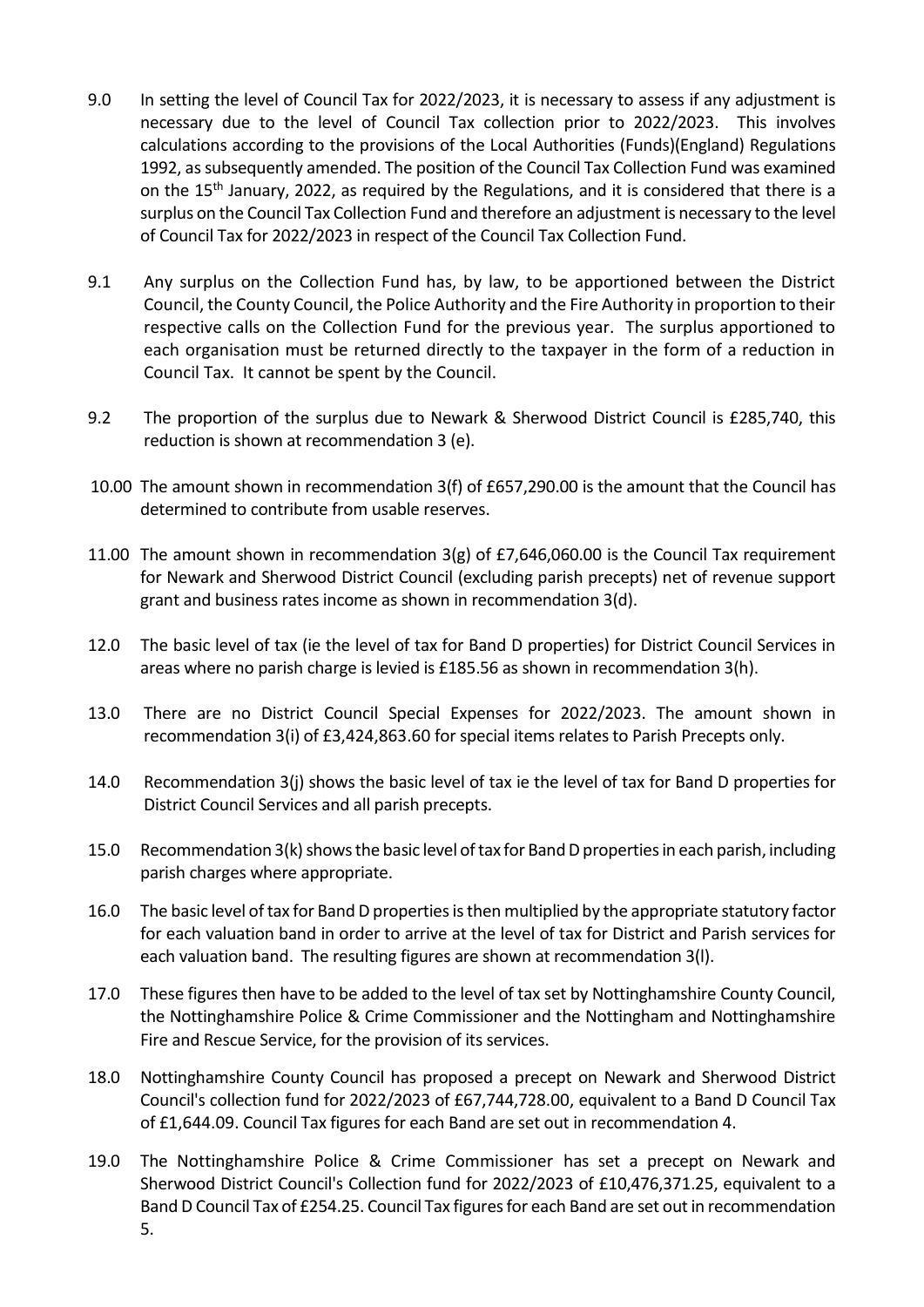9.0 In setting the level of Council Tax for 2022/2023, it is necessary to assess if any adjustment is necessary due to the level of Council Tax collection prior to 2022/2023. This involves calculations according to the provisions of the Local Authorities (Funds)(England) Regulations 1992, as subsequently amended. The position of the Council Tax Collection Fund was examined on the 15th January, 2022, as required by the Regulations, and it is considered that there is a surplus on the Council Tax Collection Fund and therefore an adjustment is necessary to the level of Council Tax for 2022/2023 in respect of the Council Tax Collection Fund.

9.1 Any surplus on the Collection Fund has, by law, to be apportioned between the District Council, the County Council, the Police Authority and the Fire Authority in proportion to their respective calls on the Collection Fund for the previous year. The surplus apportioned to each organisation must be returned directly to the taxpayer in the form of a reduction in Council Tax. It cannot be spent by the Council.

9.2 The proportion of the surplus due to Newark & Sherwood District Council is £285,740, this reduction is shown at recommendation 3 (e).

10.00 The amount shown in recommendation 3(f) of £657,290.00 is the amount that the Council has determined to contribute from usable reserves.

11.00 The amount shown in recommendation 3(g) of £7,646,060.00 is the Council Tax requirement for Newark and Sherwood District Council (excluding parish precepts) net of revenue support grant and business rates income as shown in recommendation 3(d).

12.0 The basic level of tax (ie the level of tax for Band D properties) for District Council Services in areas where no parish charge is levied is £185.56 as shown in recommendation 3(h).

13.0 There are no District Council Special Expenses for 2022/2023. The amount shown in recommendation 3(i) of £3,424,863.60 for special items relates to Parish Precepts only.

14.0 Recommendation 3(j) shows the basic level of tax ie the level of tax for Band D properties for District Council Services and all parish precepts.

15.0 Recommendation 3(k) shows the basic level of tax for Band D properties in each parish, including parish charges where appropriate.

16.0 The basic level of tax for Band D properties is then multiplied by the appropriate statutory factor for each valuation band in order to arrive at the level of tax for District and Parish services for each valuation band. The resulting figures are shown at recommendation 3(l).

17.0 These figures then have to be added to the level of tax set by Nottinghamshire County Council, the Nottinghamshire Police & Crime Commissioner and the Nottingham and Nottinghamshire Fire and Rescue Service, for the provision of its services.

18.0 Nottinghamshire County Council has proposed a precept on Newark and Sherwood District Council's collection fund for 2022/2023 of £67,744,728.00, equivalent to a Band D Council Tax of £1,644.09. Council Tax figures for each Band are set out in recommendation 4.

19.0 The Nottinghamshire Police & Crime Commissioner has set a precept on Newark and Sherwood District Council's Collection fund for 2022/2023 of £10,476,371.25, equivalent to a Band D Council Tax of £254.25. Council Tax figures for each Band are set out in recommendation 5.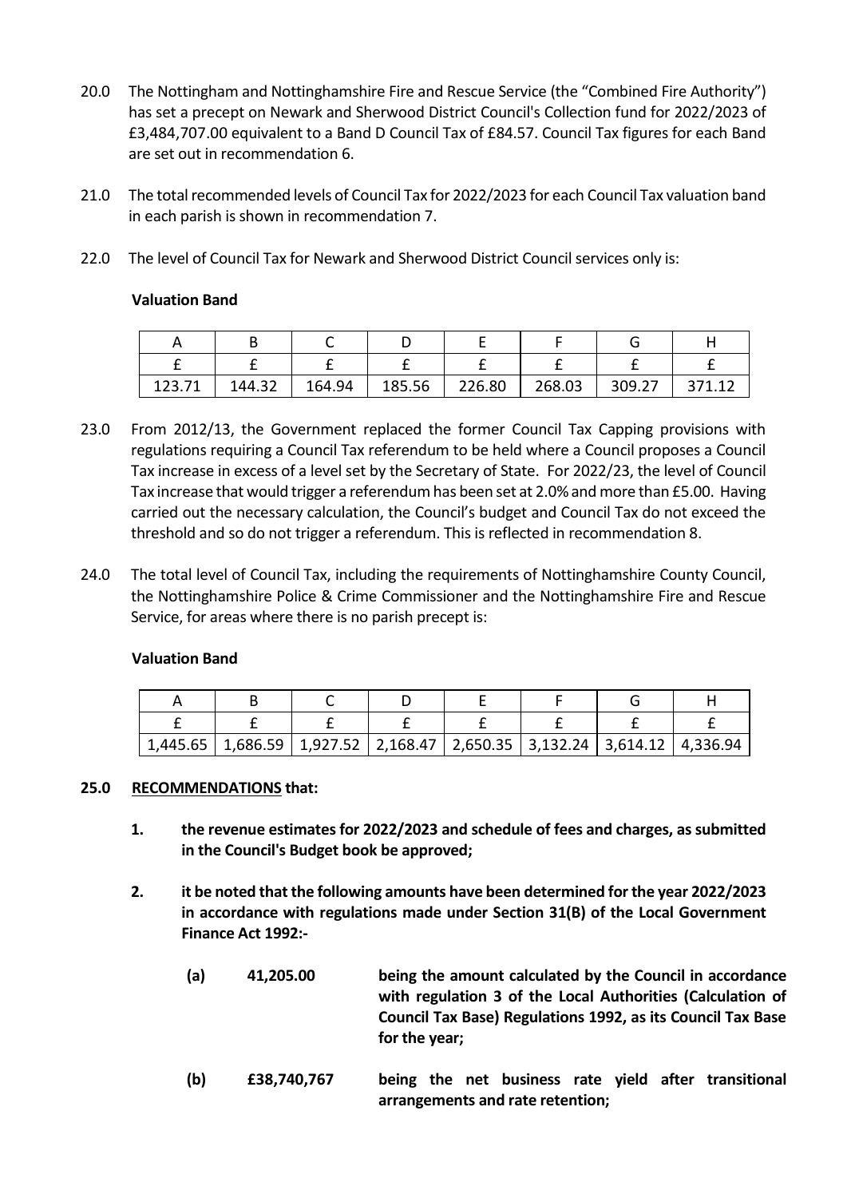20.0 The Nottingham and Nottinghamshire Fire and Rescue Service (the "Combined Fire Authority") has set a precept on Newark and Sherwood District Council's Collection fund for 2022/2023 of £3,484,707.00 equivalent to a Band D Council Tax of £84.57. Council Tax figures for each Band are set out in recommendation 6.

21.0 The total recommended levels of Council Tax for 2022/2023 for each Council Tax valuation band in each parish is shown in recommendation 7.

22.0 The level of Council Tax for Newark and Sherwood District Council services only is:

**Valuation Band**

| A | B | C | D | E | F | G | H |
|---|---|---|---|---|---|---|---|
| £ | £ | £ | £ | £ | £ | £ | £ |
| 123.71 | 144.32 | 164.94 | 185.56 | 226.80 | 268.03 | 309.27 | 371.12 |

23.0 From 2012/13, the Government replaced the former Council Tax Capping provisions with regulations requiring a Council Tax referendum to be held where a Council proposes a Council Tax increase in excess of a level set by the Secretary of State. For 2022/23, the level of Council Tax increase that would trigger a referendum has been set at 2.0% and more than £5.00. Having carried out the necessary calculation, the Council's budget and Council Tax do not exceed the threshold and so do not trigger a referendum. This is reflected in recommendation 8.

24.0 The total level of Council Tax, including the requirements of Nottinghamshire County Council, the Nottinghamshire Police & Crime Commissioner and the Nottinghamshire Fire and Rescue Service, for areas where there is no parish precept is:

**Valuation Band**

| A | B | C | D | E | F | G | H |
|---|---|---|---|---|---|---|---|
| £ | £ | £ | £ | £ | £ | £ | £ |
| 1,445.65 | 1,686.59 | 1,927.52 | 2,168.47 | 2,650.35 | 3,132.24 | 3,614.12 | 4,336.94 |

**25.0 RECOMMENDATIONS that:**

**1. the revenue estimates for 2022/2023 and schedule of fees and charges, as submitted in the Council's Budget book be approved;**

**2. it be noted that the following amounts have been determined for the year 2022/2023 in accordance with regulations made under Section 31(B) of the Local Government Finance Act 1992:-**

**(a) 41,205.00 being the amount calculated by the Council in accordance with regulation 3 of the Local Authorities (Calculation of Council Tax Base) Regulations 1992, as its Council Tax Base for the year;**

**(b) £38,740,767 being the net business rate yield after transitional arrangements and rate retention;**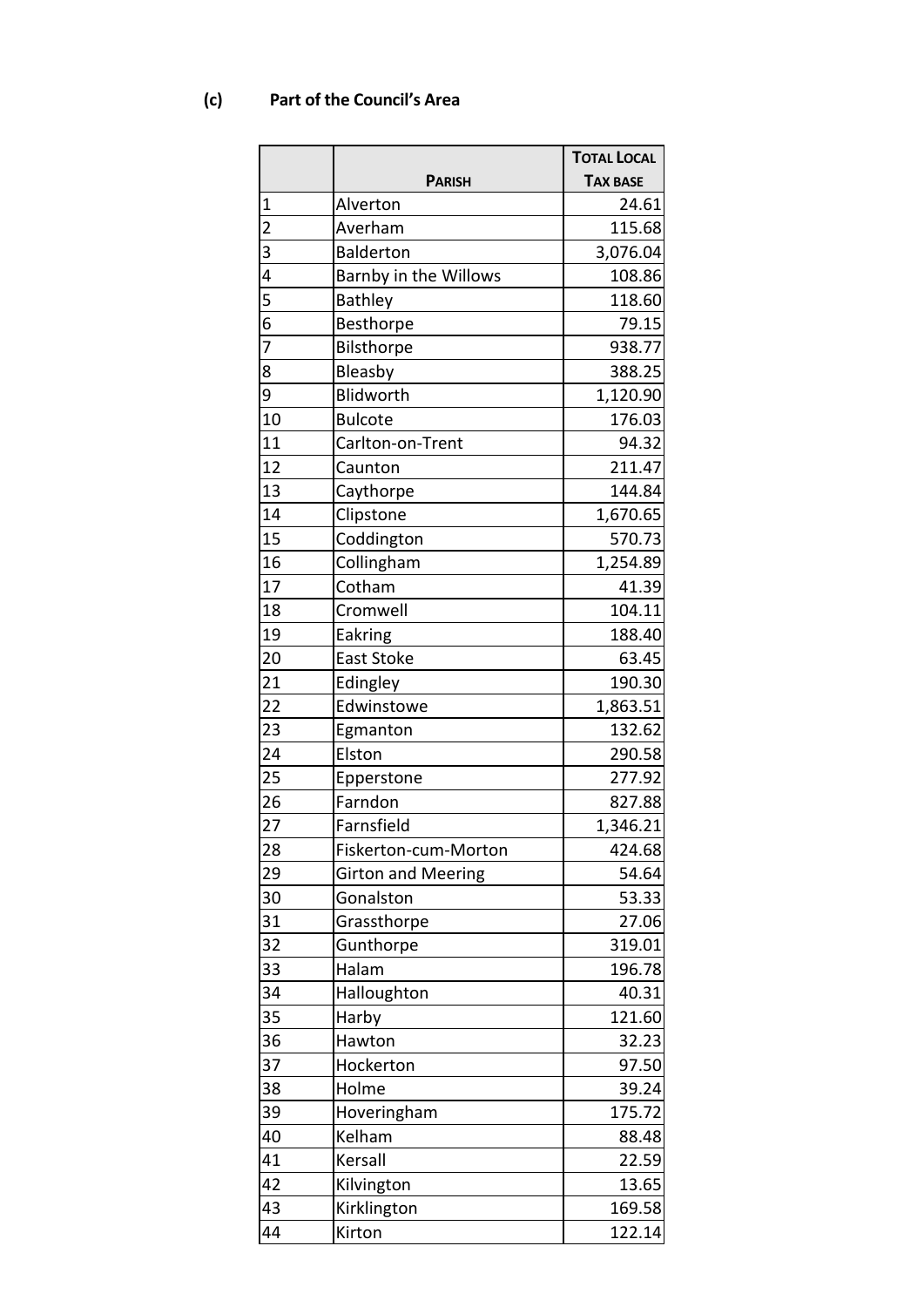**(c) Part of the Council's Area**

| | Parish | Total Local Tax Base |
|---|---|---|
| 1 | Alverton | 24.61 |
| 2 | Averham | 115.68 |
| 3 | Balderton | 3,076.04 |
| 4 | Barnby in the Willows | 108.86 |
| 5 | Bathley | 118.60 |
| 6 | Besthorpe | 79.15 |
| 7 | Bilsthorpe | 938.77 |
| 8 | Bleasby | 388.25 |
| 9 | Blidworth | 1,120.90 |
| 10 | Bulcote | 176.03 |
| 11 | Carlton-on-Trent | 94.32 |
| 12 | Caunton | 211.47 |
| 13 | Caythorpe | 144.84 |
| 14 | Clipstone | 1,670.65 |
| 15 | Coddington | 570.73 |
| 16 | Collingham | 1,254.89 |
| 17 | Cotham | 41.39 |
| 18 | Cromwell | 104.11 |
| 19 | Eakring | 188.40 |
| 20 | East Stoke | 63.45 |
| 21 | Edingley | 190.30 |
| 22 | Edwinstowe | 1,863.51 |
| 23 | Egmanton | 132.62 |
| 24 | Elston | 290.58 |
| 25 | Epperstone | 277.92 |
| 26 | Farndon | 827.88 |
| 27 | Farnsfield | 1,346.21 |
| 28 | Fiskerton-cum-Morton | 424.68 |
| 29 | Girton and Meering | 54.64 |
| 30 | Gonalston | 53.33 |
| 31 | Grassthorpe | 27.06 |
| 32 | Gunthorpe | 319.01 |
| 33 | Halam | 196.78 |
| 34 | Halloughton | 40.31 |
| 35 | Harby | 121.60 |
| 36 | Hawton | 32.23 |
| 37 | Hockerton | 97.50 |
| 38 | Holme | 39.24 |
| 39 | Hoveringham | 175.72 |
| 40 | Kelham | 88.48 |
| 41 | Kersall | 22.59 |
| 42 | Kilvington | 13.65 |
| 43 | Kirklington | 169.58 |
| 44 | Kirton | 122.14 |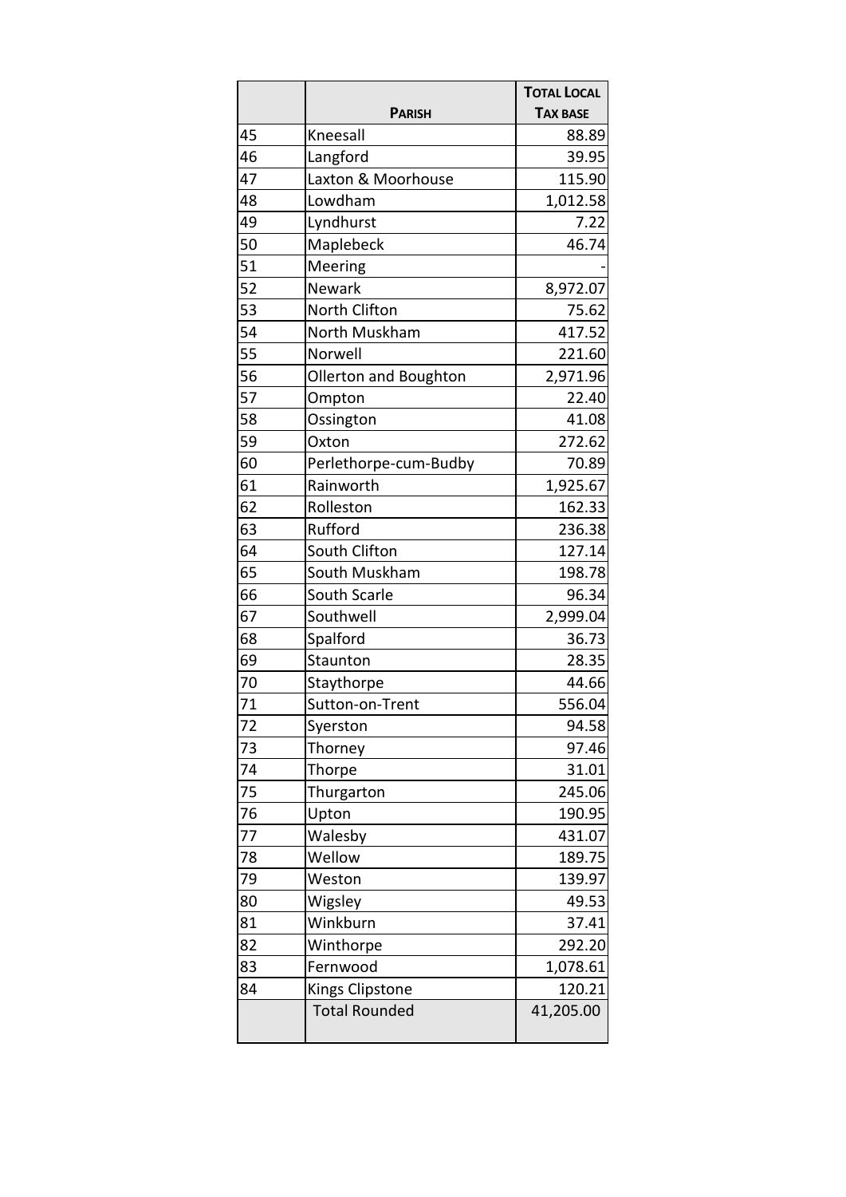| | PARISH | TOTAL LOCAL TAX BASE |
|---|---|---|
| 45 | Kneesall | 88.89 |
| 46 | Langford | 39.95 |
| 47 | Laxton & Moorhouse | 115.90 |
| 48 | Lowdham | 1,012.58 |
| 49 | Lyndhurst | 7.22 |
| 50 | Maplebeck | 46.74 |
| 51 | Meering | - |
| 52 | Newark | 8,972.07 |
| 53 | North Clifton | 75.62 |
| 54 | North Muskham | 417.52 |
| 55 | Norwell | 221.60 |
| 56 | Ollerton and Boughton | 2,971.96 |
| 57 | Ompton | 22.40 |
| 58 | Ossington | 41.08 |
| 59 | Oxton | 272.62 |
| 60 | Perlethorpe-cum-Budby | 70.89 |
| 61 | Rainworth | 1,925.67 |
| 62 | Rolleston | 162.33 |
| 63 | Rufford | 236.38 |
| 64 | South Clifton | 127.14 |
| 65 | South Muskham | 198.78 |
| 66 | South Scarle | 96.34 |
| 67 | Southwell | 2,999.04 |
| 68 | Spalford | 36.73 |
| 69 | Staunton | 28.35 |
| 70 | Staythorpe | 44.66 |
| 71 | Sutton-on-Trent | 556.04 |
| 72 | Syerston | 94.58 |
| 73 | Thorney | 97.46 |
| 74 | Thorpe | 31.01 |
| 75 | Thurgarton | 245.06 |
| 76 | Upton | 190.95 |
| 77 | Walesby | 431.07 |
| 78 | Wellow | 189.75 |
| 79 | Weston | 139.97 |
| 80 | Wigsley | 49.53 |
| 81 | Winkburn | 37.41 |
| 82 | Winthorpe | 292.20 |
| 83 | Fernwood | 1,078.61 |
| 84 | Kings Clipstone | 120.21 |
| | Total Rounded | 41,205.00 |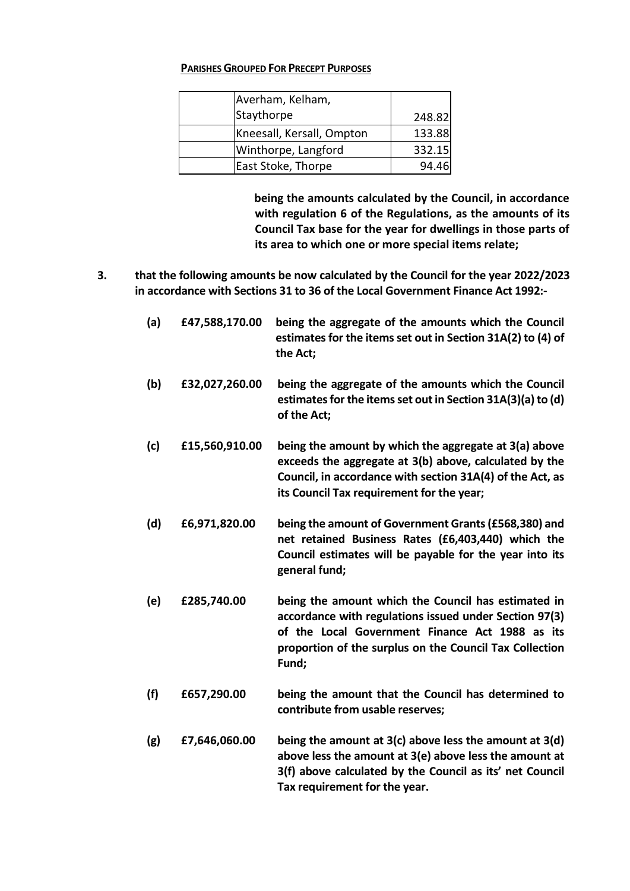**PARISHES GROUPED FOR PRECEPT PURPOSES**

| | | |
|---|---|---|
| | Averham, Kelham, Staythorpe | 248.82 |
| | Kneesall, Kersall, Ompton | 133.88 |
| | Winthorpe, Langford | 332.15 |
| | East Stoke, Thorpe | 94.46 |

**being the amounts calculated by the Council, in accordance with regulation 6 of the Regulations, as the amounts of its Council Tax base for the year for dwellings in those parts of its area to which one or more special items relate;**

**3. that the following amounts be now calculated by the Council for the year 2022/2023 in accordance with Sections 31 to 36 of the Local Government Finance Act 1992:-**

**(a) £47,588,170.00** **being the aggregate of the amounts which the Council estimates for the items set out in Section 31A(2) to (4) of the Act;**

**(b) £32,027,260.00** **being the aggregate of the amounts which the Council estimates for the items set out in Section 31A(3)(a) to (d) of the Act;**

**(c) £15,560,910.00** **being the amount by which the aggregate at 3(a) above exceeds the aggregate at 3(b) above, calculated by the Council, in accordance with section 31A(4) of the Act, as its Council Tax requirement for the year;**

**(d) £6,971,820.00** **being the amount of Government Grants (£568,380) and net retained Business Rates (£6,403,440) which the Council estimates will be payable for the year into its general fund;**

**(e) £285,740.00** **being the amount which the Council has estimated in accordance with regulations issued under Section 97(3) of the Local Government Finance Act 1988 as its proportion of the surplus on the Council Tax Collection Fund;**

**(f) £657,290.00** **being the amount that the Council has determined to contribute from usable reserves;**

**(g) £7,646,060.00** **being the amount at 3(c) above less the amount at 3(d) above less the amount at 3(e) above less the amount at 3(f) above calculated by the Council as its' net Council Tax requirement for the year.**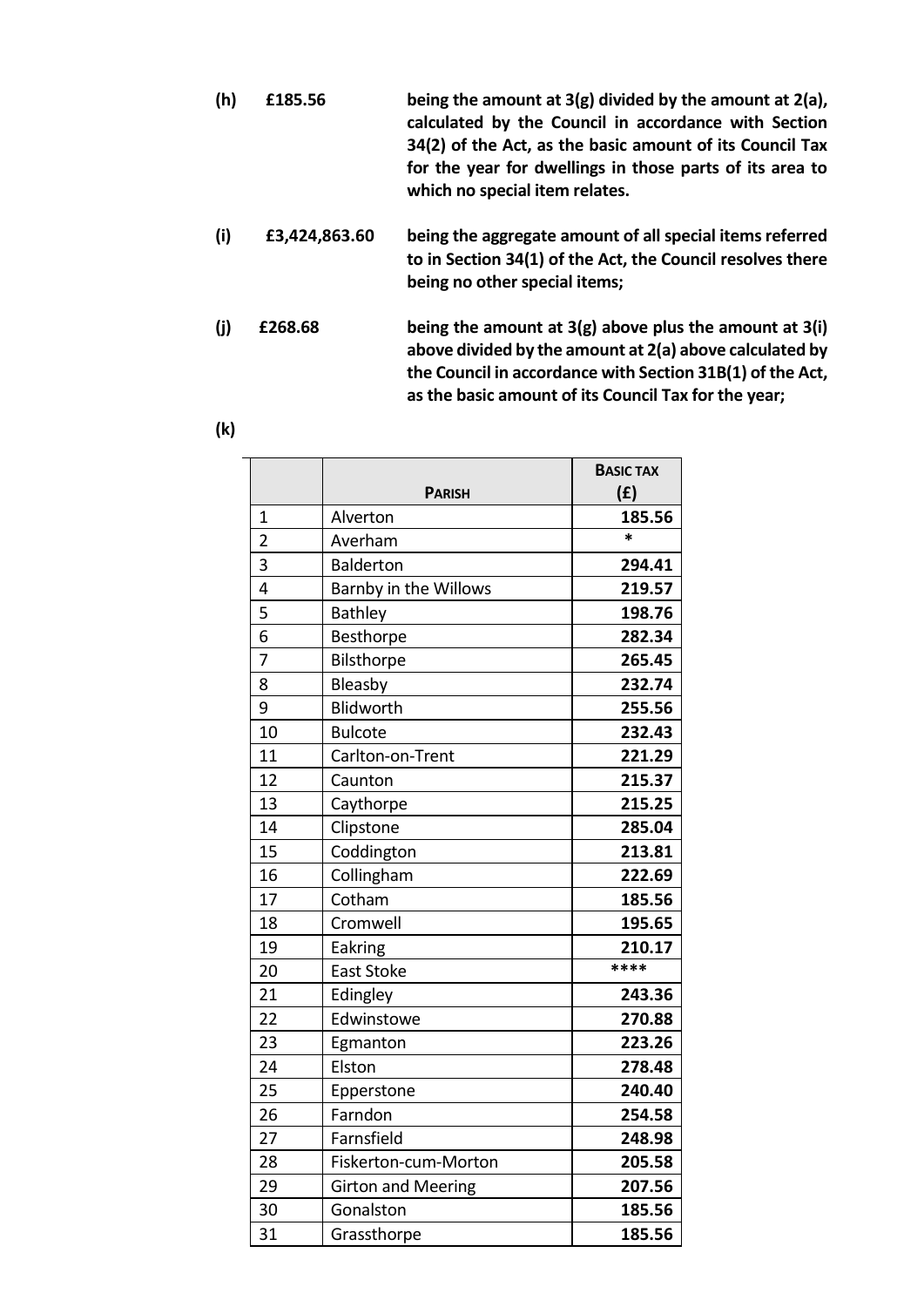**(h)** **£185.56** **being the amount at 3(g) divided by the amount at 2(a), calculated by the Council in accordance with Section 34(2) of the Act, as the basic amount of its Council Tax for the year for dwellings in those parts of its area to which no special item relates.**

**(i)** **£3,424,863.60** **being the aggregate amount of all special items referred to in Section 34(1) of the Act, the Council resolves there being no other special items;**

**(j)** **£268.68** **being the amount at 3(g) above plus the amount at 3(i) above divided by the amount at 2(a) above calculated by the Council in accordance with Section 31B(1) of the Act, as the basic amount of its Council Tax for the year;**

**(k)**

| | **PARISH** | **BASIC TAX (£)** |
|---|---|---|
| 1 | Alverton | **185.56** |
| 2 | Averham | * |
| 3 | Balderton | **294.41** |
| 4 | Barnby in the Willows | **219.57** |
| 5 | Bathley | **198.76** |
| 6 | Besthorpe | **282.34** |
| 7 | Bilsthorpe | **265.45** |
| 8 | Bleasby | **232.74** |
| 9 | Blidworth | **255.56** |
| 10 | Bulcote | **232.43** |
| 11 | Carlton-on-Trent | **221.29** |
| 12 | Caunton | **215.37** |
| 13 | Caythorpe | **215.25** |
| 14 | Clipstone | **285.04** |
| 15 | Coddington | **213.81** |
| 16 | Collingham | **222.69** |
| 17 | Cotham | **185.56** |
| 18 | Cromwell | **195.65** |
| 19 | Eakring | **210.17** |
| 20 | East Stoke | **** |
| 21 | Edingley | **243.36** |
| 22 | Edwinstowe | **270.88** |
| 23 | Egmanton | **223.26** |
| 24 | Elston | **278.48** |
| 25 | Epperstone | **240.40** |
| 26 | Farndon | **254.58** |
| 27 | Farnsfield | **248.98** |
| 28 | Fiskerton-cum-Morton | **205.58** |
| 29 | Girton and Meering | **207.56** |
| 30 | Gonalston | **185.56** |
| 31 | Grassthorpe | **185.56** |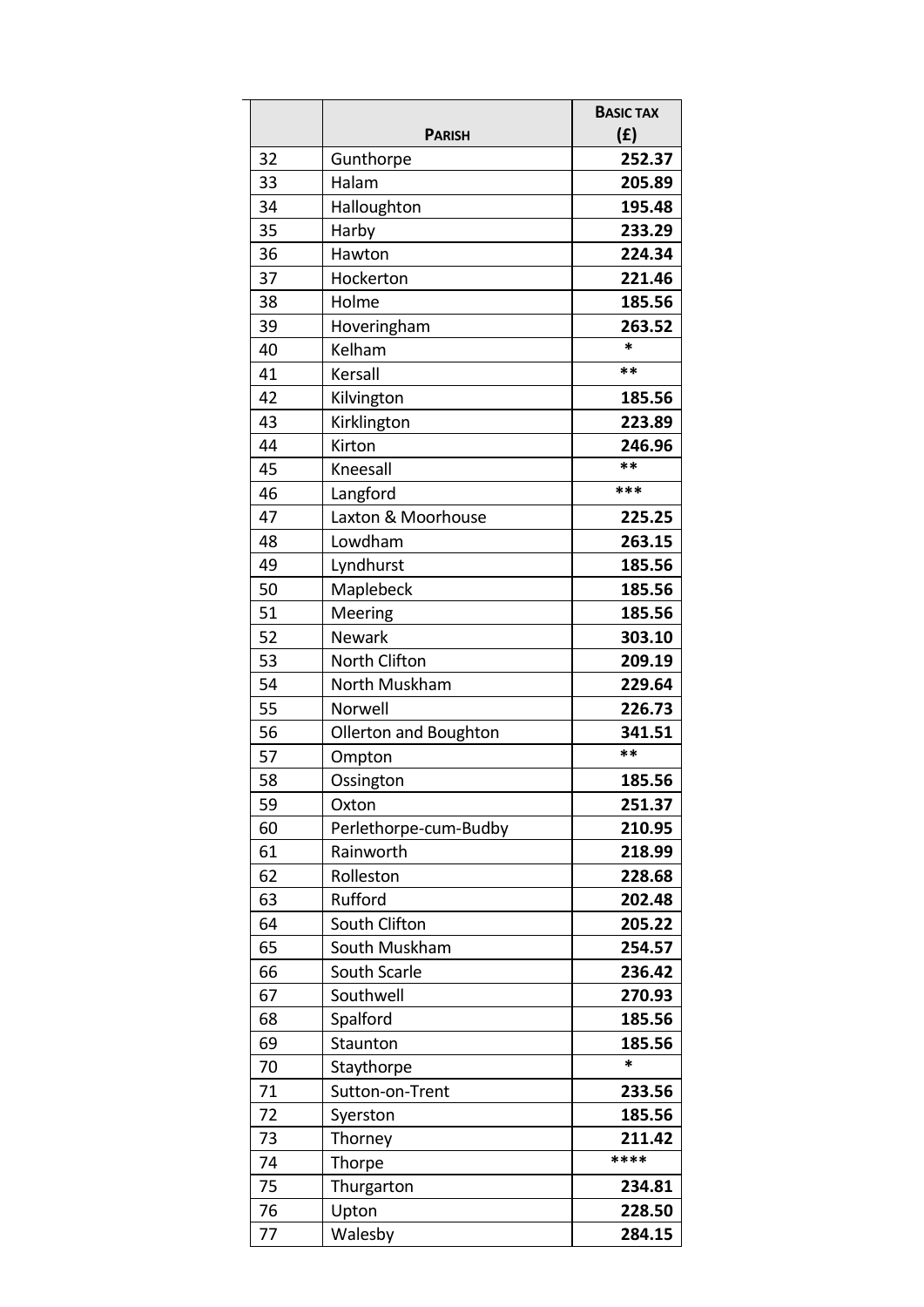| | PARISH | BASIC TAX (£) |
|---|---|---|
| 32 | Gunthorpe | **252.37** |
| 33 | Halam | **205.89** |
| 34 | Halloughton | **195.48** |
| 35 | Harby | **233.29** |
| 36 | Hawton | **224.34** |
| 37 | Hockerton | **221.46** |
| 38 | Holme | **185.56** |
| 39 | Hoveringham | **263.52** |
| 40 | Kelham | * |
| 41 | Kersall | ** |
| 42 | Kilvington | **185.56** |
| 43 | Kirklington | **223.89** |
| 44 | Kirton | **246.96** |
| 45 | Kneesall | ** |
| 46 | Langford | *** |
| 47 | Laxton & Moorhouse | **225.25** |
| 48 | Lowdham | **263.15** |
| 49 | Lyndhurst | **185.56** |
| 50 | Maplebeck | **185.56** |
| 51 | Meering | **185.56** |
| 52 | Newark | **303.10** |
| 53 | North Clifton | **209.19** |
| 54 | North Muskham | **229.64** |
| 55 | Norwell | **226.73** |
| 56 | Ollerton and Boughton | **341.51** |
| 57 | Ompton | ** |
| 58 | Ossington | **185.56** |
| 59 | Oxton | **251.37** |
| 60 | Perlethorpe-cum-Budby | **210.95** |
| 61 | Rainworth | **218.99** |
| 62 | Rolleston | **228.68** |
| 63 | Rufford | **202.48** |
| 64 | South Clifton | **205.22** |
| 65 | South Muskham | **254.57** |
| 66 | South Scarle | **236.42** |
| 67 | Southwell | **270.93** |
| 68 | Spalford | **185.56** |
| 69 | Staunton | **185.56** |
| 70 | Staythorpe | * |
| 71 | Sutton-on-Trent | **233.56** |
| 72 | Syerston | **185.56** |
| 73 | Thorney | **211.42** |
| 74 | Thorpe | **** |
| 75 | Thurgarton | **234.81** |
| 76 | Upton | **228.50** |
| 77 | Walesby | **284.15** |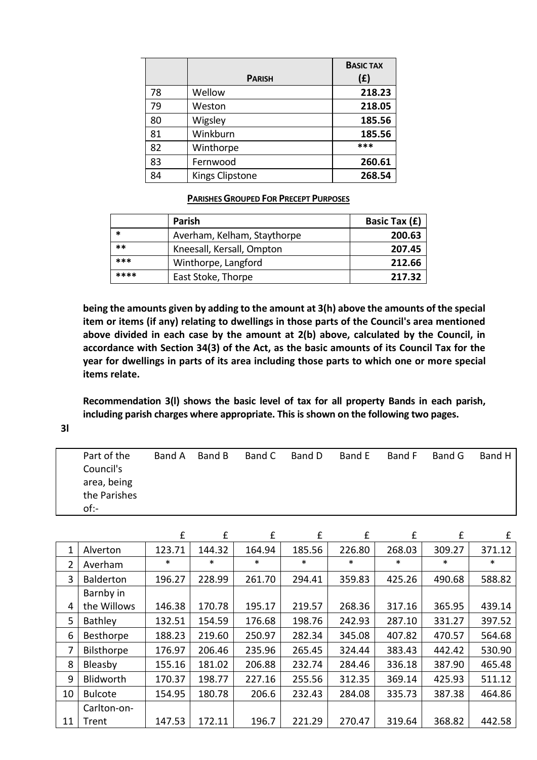| | PARISH | BASIC TAX (£) |
|---|---|---|
| 78 | Wellow | 218.23 |
| 79 | Weston | 218.05 |
| 80 | Wigsley | 185.56 |
| 81 | Winkburn | 185.56 |
| 82 | Winthorpe | *** |
| 83 | Fernwood | 260.61 |
| 84 | Kings Clipstone | 268.54 |

**PARISHES GROUPED FOR PRECEPT PURPOSES**

| | Parish | Basic Tax (£) |
|---|---|---|
| * | Averham, Kelham, Staythorpe | 200.63 |
| ** | Kneesall, Kersall, Ompton | 207.45 |
| *** | Winthorpe, Langford | 212.66 |
| **** | East Stoke, Thorpe | 217.32 |

**being the amounts given by adding to the amount at 3(h) above the amounts of the special item or items (if any) relating to dwellings in those parts of the Council's area mentioned above divided in each case by the amount at 2(b) above, calculated by the Council, in accordance with Section 34(3) of the Act, as the basic amounts of its Council Tax for the year for dwellings in parts of its area including those parts to which one or more special items relate.**

**Recommendation 3(l) shows the basic level of tax for all property Bands in each parish, including parish charges where appropriate. This is shown on the following two pages.**

**3l**

| | Part of the Council's area, being the Parishes of:- | Band A | Band B | Band C | Band D | Band E | Band F | Band G | Band H |
|---|---|---|---|---|---|---|---|---|---|
| | | £ | £ | £ | £ | £ | £ | £ | £ |
| 1 | Alverton | 123.71 | 144.32 | 164.94 | 185.56 | 226.80 | 268.03 | 309.27 | 371.12 |
| 2 | Averham | * | * | * | * | * | * | * | * |
| 3 | Balderton | 196.27 | 228.99 | 261.70 | 294.41 | 359.83 | 425.26 | 490.68 | 588.82 |
| 4 | Barnby in the Willows | 146.38 | 170.78 | 195.17 | 219.57 | 268.36 | 317.16 | 365.95 | 439.14 |
| 5 | Bathley | 132.51 | 154.59 | 176.68 | 198.76 | 242.93 | 287.10 | 331.27 | 397.52 |
| 6 | Besthorpe | 188.23 | 219.60 | 250.97 | 282.34 | 345.08 | 407.82 | 470.57 | 564.68 |
| 7 | Bilsthorpe | 176.97 | 206.46 | 235.96 | 265.45 | 324.44 | 383.43 | 442.42 | 530.90 |
| 8 | Bleasby | 155.16 | 181.02 | 206.88 | 232.74 | 284.46 | 336.18 | 387.90 | 465.48 |
| 9 | Blidworth | 170.37 | 198.77 | 227.16 | 255.56 | 312.35 | 369.14 | 425.93 | 511.12 |
| 10 | Bulcote | 154.95 | 180.78 | 206.6 | 232.43 | 284.08 | 335.73 | 387.38 | 464.86 |
| 11 | Carlton-on-Trent | 147.53 | 172.11 | 196.7 | 221.29 | 270.47 | 319.64 | 368.82 | 442.58 |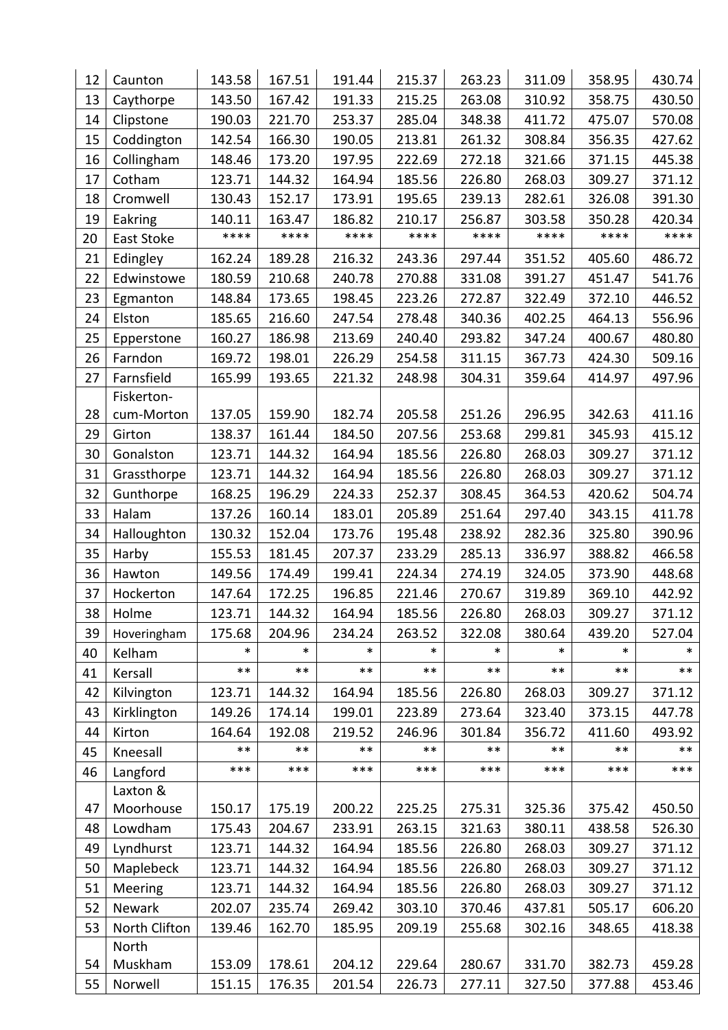| | | | | | | | | | |
|---|---|---|---|---|---|---|---|---|---|
| 12 | Caunton | 143.58 | 167.51 | 191.44 | 215.37 | 263.23 | 311.09 | 358.95 | 430.74 |
| 13 | Caythorpe | 143.50 | 167.42 | 191.33 | 215.25 | 263.08 | 310.92 | 358.75 | 430.50 |
| 14 | Clipstone | 190.03 | 221.70 | 253.37 | 285.04 | 348.38 | 411.72 | 475.07 | 570.08 |
| 15 | Coddington | 142.54 | 166.30 | 190.05 | 213.81 | 261.32 | 308.84 | 356.35 | 427.62 |
| 16 | Collingham | 148.46 | 173.20 | 197.95 | 222.69 | 272.18 | 321.66 | 371.15 | 445.38 |
| 17 | Cotham | 123.71 | 144.32 | 164.94 | 185.56 | 226.80 | 268.03 | 309.27 | 371.12 |
| 18 | Cromwell | 130.43 | 152.17 | 173.91 | 195.65 | 239.13 | 282.61 | 326.08 | 391.30 |
| 19 | Eakring | 140.11 | 163.47 | 186.82 | 210.17 | 256.87 | 303.58 | 350.28 | 420.34 |
| 20 | East Stoke | **** | **** | **** | **** | **** | **** | **** | **** |
| 21 | Edingley | 162.24 | 189.28 | 216.32 | 243.36 | 297.44 | 351.52 | 405.60 | 486.72 |
| 22 | Edwinstowe | 180.59 | 210.68 | 240.78 | 270.88 | 331.08 | 391.27 | 451.47 | 541.76 |
| 23 | Egmanton | 148.84 | 173.65 | 198.45 | 223.26 | 272.87 | 322.49 | 372.10 | 446.52 |
| 24 | Elston | 185.65 | 216.60 | 247.54 | 278.48 | 340.36 | 402.25 | 464.13 | 556.96 |
| 25 | Epperstone | 160.27 | 186.98 | 213.69 | 240.40 | 293.82 | 347.24 | 400.67 | 480.80 |
| 26 | Farndon | 169.72 | 198.01 | 226.29 | 254.58 | 311.15 | 367.73 | 424.30 | 509.16 |
| 27 | Farnsfield | 165.99 | 193.65 | 221.32 | 248.98 | 304.31 | 359.64 | 414.97 | 497.96 |
| 28 | Fiskerton-cum-Morton | 137.05 | 159.90 | 182.74 | 205.58 | 251.26 | 296.95 | 342.63 | 411.16 |
| 29 | Girton | 138.37 | 161.44 | 184.50 | 207.56 | 253.68 | 299.81 | 345.93 | 415.12 |
| 30 | Gonalston | 123.71 | 144.32 | 164.94 | 185.56 | 226.80 | 268.03 | 309.27 | 371.12 |
| 31 | Grassthorpe | 123.71 | 144.32 | 164.94 | 185.56 | 226.80 | 268.03 | 309.27 | 371.12 |
| 32 | Gunthorpe | 168.25 | 196.29 | 224.33 | 252.37 | 308.45 | 364.53 | 420.62 | 504.74 |
| 33 | Halam | 137.26 | 160.14 | 183.01 | 205.89 | 251.64 | 297.40 | 343.15 | 411.78 |
| 34 | Halloughton | 130.32 | 152.04 | 173.76 | 195.48 | 238.92 | 282.36 | 325.80 | 390.96 |
| 35 | Harby | 155.53 | 181.45 | 207.37 | 233.29 | 285.13 | 336.97 | 388.82 | 466.58 |
| 36 | Hawton | 149.56 | 174.49 | 199.41 | 224.34 | 274.19 | 324.05 | 373.90 | 448.68 |
| 37 | Hockerton | 147.64 | 172.25 | 196.85 | 221.46 | 270.67 | 319.89 | 369.10 | 442.92 |
| 38 | Holme | 123.71 | 144.32 | 164.94 | 185.56 | 226.80 | 268.03 | 309.27 | 371.12 |
| 39 | Hoveringham | 175.68 | 204.96 | 234.24 | 263.52 | 322.08 | 380.64 | 439.20 | 527.04 |
| 40 | Kelham | * | * | * | * | * | * | * | * |
| 41 | Kersall | ** | ** | ** | ** | ** | ** | ** | ** |
| 42 | Kilvington | 123.71 | 144.32 | 164.94 | 185.56 | 226.80 | 268.03 | 309.27 | 371.12 |
| 43 | Kirklington | 149.26 | 174.14 | 199.01 | 223.89 | 273.64 | 323.40 | 373.15 | 447.78 |
| 44 | Kirton | 164.64 | 192.08 | 219.52 | 246.96 | 301.84 | 356.72 | 411.60 | 493.92 |
| 45 | Kneesall | ** | ** | ** | ** | ** | ** | ** | ** |
| 46 | Langford | *** | *** | *** | *** | *** | *** | *** | *** |
| 47 | Laxton & Moorhouse | 150.17 | 175.19 | 200.22 | 225.25 | 275.31 | 325.36 | 375.42 | 450.50 |
| 48 | Lowdham | 175.43 | 204.67 | 233.91 | 263.15 | 321.63 | 380.11 | 438.58 | 526.30 |
| 49 | Lyndhurst | 123.71 | 144.32 | 164.94 | 185.56 | 226.80 | 268.03 | 309.27 | 371.12 |
| 50 | Maplebeck | 123.71 | 144.32 | 164.94 | 185.56 | 226.80 | 268.03 | 309.27 | 371.12 |
| 51 | Meering | 123.71 | 144.32 | 164.94 | 185.56 | 226.80 | 268.03 | 309.27 | 371.12 |
| 52 | Newark | 202.07 | 235.74 | 269.42 | 303.10 | 370.46 | 437.81 | 505.17 | 606.20 |
| 53 | North Clifton | 139.46 | 162.70 | 185.95 | 209.19 | 255.68 | 302.16 | 348.65 | 418.38 |
| 54 | North Muskham | 153.09 | 178.61 | 204.12 | 229.64 | 280.67 | 331.70 | 382.73 | 459.28 |
| 55 | Norwell | 151.15 | 176.35 | 201.54 | 226.73 | 277.11 | 327.50 | 377.88 | 453.46 |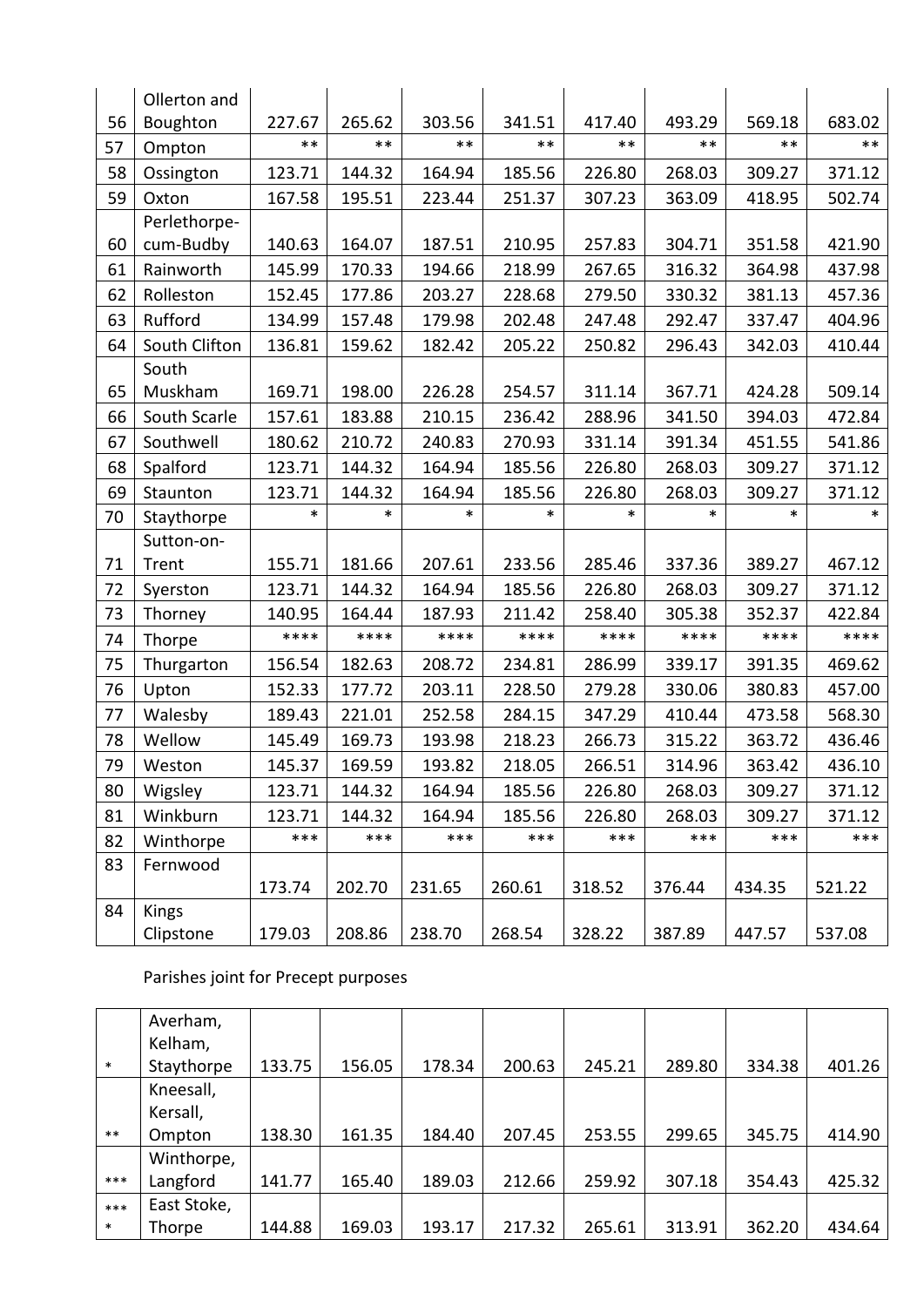| 56 | Ollerton and Boughton | 227.67 | 265.62 | 303.56 | 341.51 | 417.40 | 493.29 | 569.18 | 683.02 |
|---|---|---|---|---|---|---|---|---|---|
| 57 | Ompton | ** | ** | ** | ** | ** | ** | ** | ** |
| 58 | Ossington | 123.71 | 144.32 | 164.94 | 185.56 | 226.80 | 268.03 | 309.27 | 371.12 |
| 59 | Oxton | 167.58 | 195.51 | 223.44 | 251.37 | 307.23 | 363.09 | 418.95 | 502.74 |
| 60 | Perlethorpe-cum-Budby | 140.63 | 164.07 | 187.51 | 210.95 | 257.83 | 304.71 | 351.58 | 421.90 |
| 61 | Rainworth | 145.99 | 170.33 | 194.66 | 218.99 | 267.65 | 316.32 | 364.98 | 437.98 |
| 62 | Rolleston | 152.45 | 177.86 | 203.27 | 228.68 | 279.50 | 330.32 | 381.13 | 457.36 |
| 63 | Rufford | 134.99 | 157.48 | 179.98 | 202.48 | 247.48 | 292.47 | 337.47 | 404.96 |
| 64 | South Clifton | 136.81 | 159.62 | 182.42 | 205.22 | 250.82 | 296.43 | 342.03 | 410.44 |
| 65 | South Muskham | 169.71 | 198.00 | 226.28 | 254.57 | 311.14 | 367.71 | 424.28 | 509.14 |
| 66 | South Scarle | 157.61 | 183.88 | 210.15 | 236.42 | 288.96 | 341.50 | 394.03 | 472.84 |
| 67 | Southwell | 180.62 | 210.72 | 240.83 | 270.93 | 331.14 | 391.34 | 451.55 | 541.86 |
| 68 | Spalford | 123.71 | 144.32 | 164.94 | 185.56 | 226.80 | 268.03 | 309.27 | 371.12 |
| 69 | Staunton | 123.71 | 144.32 | 164.94 | 185.56 | 226.80 | 268.03 | 309.27 | 371.12 |
| 70 | Staythorpe | * | * | * | * | * | * | * | * |
| 71 | Sutton-on-Trent | 155.71 | 181.66 | 207.61 | 233.56 | 285.46 | 337.36 | 389.27 | 467.12 |
| 72 | Syerston | 123.71 | 144.32 | 164.94 | 185.56 | 226.80 | 268.03 | 309.27 | 371.12 |
| 73 | Thorney | 140.95 | 164.44 | 187.93 | 211.42 | 258.40 | 305.38 | 352.37 | 422.84 |
| 74 | Thorpe | **** | **** | **** | **** | **** | **** | **** | **** |
| 75 | Thurgarton | 156.54 | 182.63 | 208.72 | 234.81 | 286.99 | 339.17 | 391.35 | 469.62 |
| 76 | Upton | 152.33 | 177.72 | 203.11 | 228.50 | 279.28 | 330.06 | 380.83 | 457.00 |
| 77 | Walesby | 189.43 | 221.01 | 252.58 | 284.15 | 347.29 | 410.44 | 473.58 | 568.30 |
| 78 | Wellow | 145.49 | 169.73 | 193.98 | 218.23 | 266.73 | 315.22 | 363.72 | 436.46 |
| 79 | Weston | 145.37 | 169.59 | 193.82 | 218.05 | 266.51 | 314.96 | 363.42 | 436.10 |
| 80 | Wigsley | 123.71 | 144.32 | 164.94 | 185.56 | 226.80 | 268.03 | 309.27 | 371.12 |
| 81 | Winkburn | 123.71 | 144.32 | 164.94 | 185.56 | 226.80 | 268.03 | 309.27 | 371.12 |
| 82 | Winthorpe | *** | *** | *** | *** | *** | *** | *** | *** |
| 83 | Fernwood | 173.74 | 202.70 | 231.65 | 260.61 | 318.52 | 376.44 | 434.35 | 521.22 |
| 84 | Kings Clipstone | 179.03 | 208.86 | 238.70 | 268.54 | 328.22 | 387.89 | 447.57 | 537.08 |

Parishes joint for Precept purposes

| * | Averham, Kelham, Staythorpe | 133.75 | 156.05 | 178.34 | 200.63 | 245.21 | 289.80 | 334.38 | 401.26 |
|---|---|---|---|---|---|---|---|---|---|
| ** | Kneesall, Kersall, Ompton | 138.30 | 161.35 | 184.40 | 207.45 | 253.55 | 299.65 | 345.75 | 414.90 |
| *** | Winthorpe, Langford | 141.77 | 165.40 | 189.03 | 212.66 | 259.92 | 307.18 | 354.43 | 425.32 |
| **** | East Stoke, Thorpe | 144.88 | 169.03 | 193.17 | 217.32 | 265.61 | 313.91 | 362.20 | 434.64 |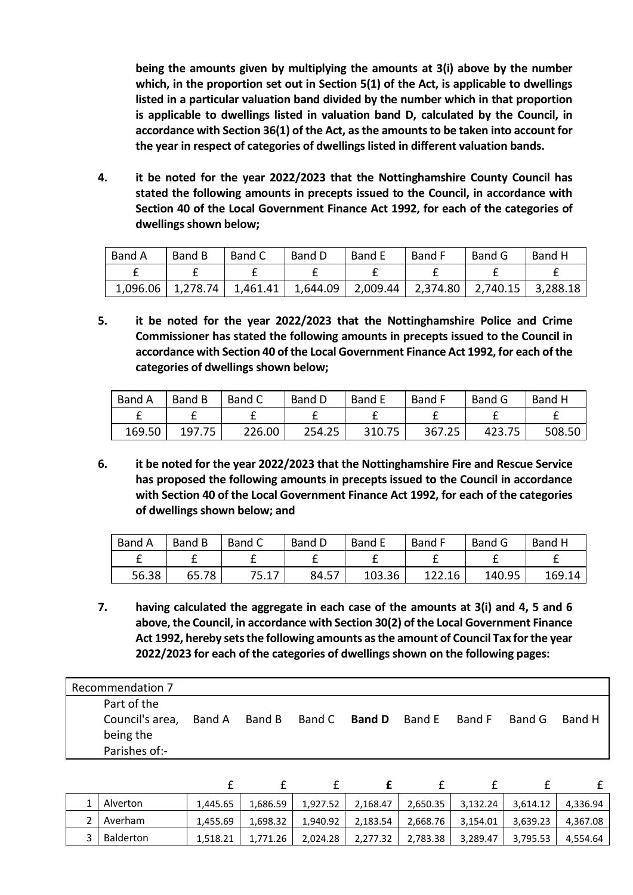**being the amounts given by multiplying the amounts at 3(i) above by the number which, in the proportion set out in Section 5(1) of the Act, is applicable to dwellings listed in a particular valuation band divided by the number which in that proportion is applicable to dwellings listed in valuation band D, calculated by the Council, in accordance with Section 36(1) of the Act, as the amounts to be taken into account for the year in respect of categories of dwellings listed in different valuation bands.**

4. **it be noted for the year 2022/2023 that the Nottinghamshire County Council has stated the following amounts in precepts issued to the Council, in accordance with Section 40 of the Local Government Finance Act 1992, for each of the categories of dwellings shown below;**

| Band A | Band B | Band C | Band D | Band E | Band F | Band G | Band H |
|---|---|---|---|---|---|---|---|
| £ | £ | £ | £ | £ | £ | £ | £ |
| 1,096.06 | 1,278.74 | 1,461.41 | 1,644.09 | 2,009.44 | 2,374.80 | 2,740.15 | 3,288.18 |

5. **it be noted for the year 2022/2023 that the Nottinghamshire Police and Crime Commissioner has stated the following amounts in precepts issued to the Council in accordance with Section 40 of the Local Government Finance Act 1992, for each of the categories of dwellings shown below;**

| Band A | Band B | Band C | Band D | Band E | Band F | Band G | Band H |
|---|---|---|---|---|---|---|---|
| £ | £ | £ | £ | £ | £ | £ | £ |
| 169.50 | 197.75 | 226.00 | 254.25 | 310.75 | 367.25 | 423.75 | 508.50 |

6. **it be noted for the year 2022/2023 that the Nottinghamshire Fire and Rescue Service has proposed the following amounts in precepts issued to the Council in accordance with Section 40 of the Local Government Finance Act 1992, for each of the categories of dwellings shown below; and**

| Band A | Band B | Band C | Band D | Band E | Band F | Band G | Band H |
|---|---|---|---|---|---|---|---|
| £ | £ | £ | £ | £ | £ | £ | £ |
| 56.38 | 65.78 | 75.17 | 84.57 | 103.36 | 122.16 | 140.95 | 169.14 |

7. **having calculated the aggregate in each case of the amounts at 3(i) and 4, 5 and 6 above, the Council, in accordance with Section 30(2) of the Local Government Finance Act 1992, hereby sets the following amounts as the amount of Council Tax for the year 2022/2023 for each of the categories of dwellings shown on the following pages:**

Recommendation 7

| | Part of the Council's area, being the Parishes of:- | Band A | Band B | Band C | **Band D** | Band E | Band F | Band G | Band H |
|---|---|---|---|---|---|---|---|---|---|
| | | £ | £ | £ | **£** | £ | £ | £ | £ |
| 1 | Alverton | 1,445.65 | 1,686.59 | 1,927.52 | 2,168.47 | 2,650.35 | 3,132.24 | 3,614.12 | 4,336.94 |
| 2 | Averham | 1,455.69 | 1,698.32 | 1,940.92 | 2,183.54 | 2,668.76 | 3,154.01 | 3,639.23 | 4,367.08 |
| 3 | Balderton | 1,518.21 | 1,771.26 | 2,024.28 | 2,277.32 | 2,783.38 | 3,289.47 | 3,795.53 | 4,554.64 |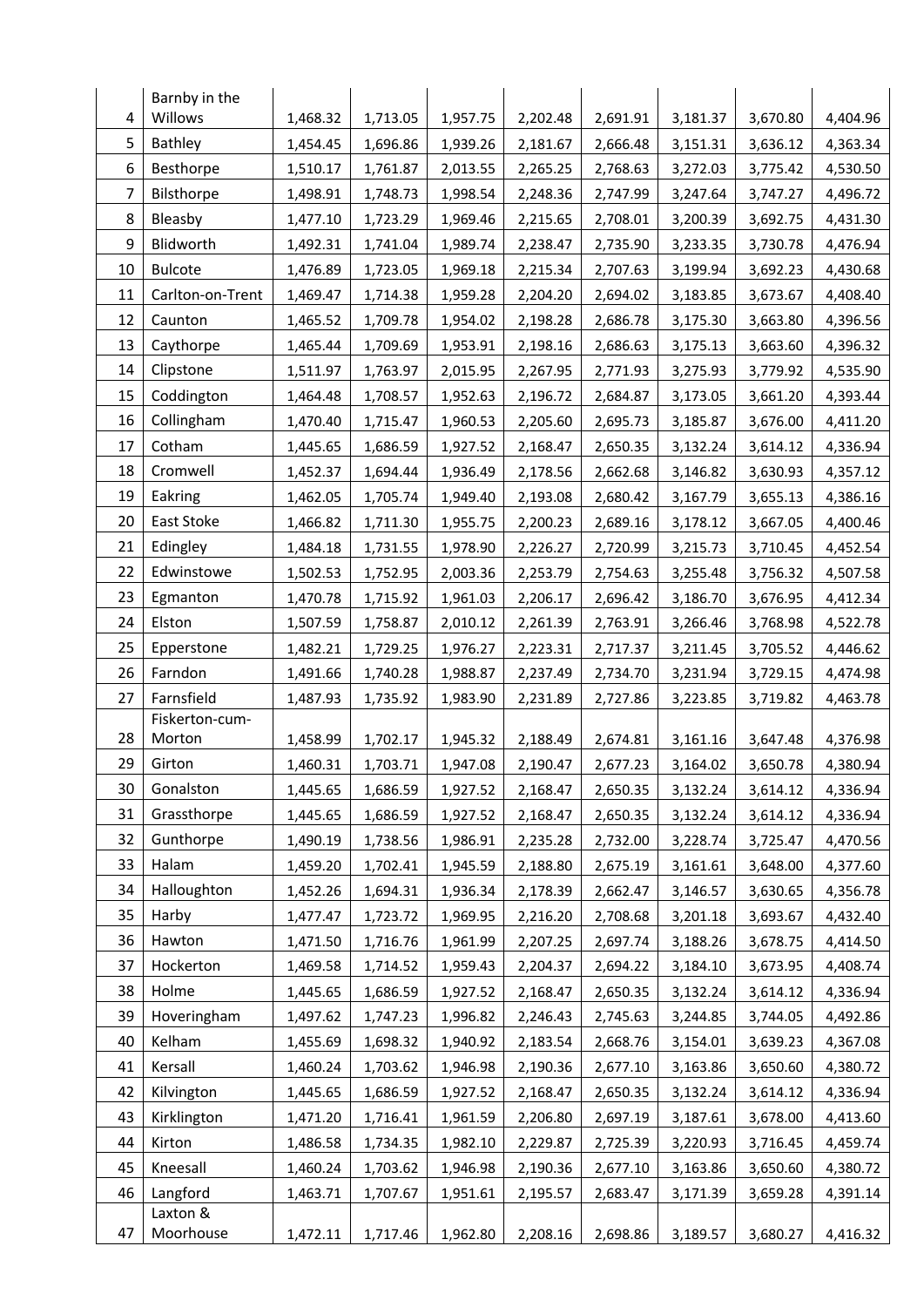| | | | | | | | | | |
|---|---|---|---|---|---|---|---|---|---|
| 4 | Barnby in the Willows | 1,468.32 | 1,713.05 | 1,957.75 | 2,202.48 | 2,691.91 | 3,181.37 | 3,670.80 | 4,404.96 |
| 5 | Bathley | 1,454.45 | 1,696.86 | 1,939.26 | 2,181.67 | 2,666.48 | 3,151.31 | 3,636.12 | 4,363.34 |
| 6 | Besthorpe | 1,510.17 | 1,761.87 | 2,013.55 | 2,265.25 | 2,768.63 | 3,272.03 | 3,775.42 | 4,530.50 |
| 7 | Bilsthorpe | 1,498.91 | 1,748.73 | 1,998.54 | 2,248.36 | 2,747.99 | 3,247.64 | 3,747.27 | 4,496.72 |
| 8 | Bleasby | 1,477.10 | 1,723.29 | 1,969.46 | 2,215.65 | 2,708.01 | 3,200.39 | 3,692.75 | 4,431.30 |
| 9 | Blidworth | 1,492.31 | 1,741.04 | 1,989.74 | 2,238.47 | 2,735.90 | 3,233.35 | 3,730.78 | 4,476.94 |
| 10 | Bulcote | 1,476.89 | 1,723.05 | 1,969.18 | 2,215.34 | 2,707.63 | 3,199.94 | 3,692.23 | 4,430.68 |
| 11 | Carlton-on-Trent | 1,469.47 | 1,714.38 | 1,959.28 | 2,204.20 | 2,694.02 | 3,183.85 | 3,673.67 | 4,408.40 |
| 12 | Caunton | 1,465.52 | 1,709.78 | 1,954.02 | 2,198.28 | 2,686.78 | 3,175.30 | 3,663.80 | 4,396.56 |
| 13 | Caythorpe | 1,465.44 | 1,709.69 | 1,953.91 | 2,198.16 | 2,686.63 | 3,175.13 | 3,663.60 | 4,396.32 |
| 14 | Clipstone | 1,511.97 | 1,763.97 | 2,015.95 | 2,267.95 | 2,771.93 | 3,275.93 | 3,779.92 | 4,535.90 |
| 15 | Coddington | 1,464.48 | 1,708.57 | 1,952.63 | 2,196.72 | 2,684.87 | 3,173.05 | 3,661.20 | 4,393.44 |
| 16 | Collingham | 1,470.40 | 1,715.47 | 1,960.53 | 2,205.60 | 2,695.73 | 3,185.87 | 3,676.00 | 4,411.20 |
| 17 | Cotham | 1,445.65 | 1,686.59 | 1,927.52 | 2,168.47 | 2,650.35 | 3,132.24 | 3,614.12 | 4,336.94 |
| 18 | Cromwell | 1,452.37 | 1,694.44 | 1,936.49 | 2,178.56 | 2,662.68 | 3,146.82 | 3,630.93 | 4,357.12 |
| 19 | Eakring | 1,462.05 | 1,705.74 | 1,949.40 | 2,193.08 | 2,680.42 | 3,167.79 | 3,655.13 | 4,386.16 |
| 20 | East Stoke | 1,466.82 | 1,711.30 | 1,955.75 | 2,200.23 | 2,689.16 | 3,178.12 | 3,667.05 | 4,400.46 |
| 21 | Edingley | 1,484.18 | 1,731.55 | 1,978.90 | 2,226.27 | 2,720.99 | 3,215.73 | 3,710.45 | 4,452.54 |
| 22 | Edwinstowe | 1,502.53 | 1,752.95 | 2,003.36 | 2,253.79 | 2,754.63 | 3,255.48 | 3,756.32 | 4,507.58 |
| 23 | Egmanton | 1,470.78 | 1,715.92 | 1,961.03 | 2,206.17 | 2,696.42 | 3,186.70 | 3,676.95 | 4,412.34 |
| 24 | Elston | 1,507.59 | 1,758.87 | 2,010.12 | 2,261.39 | 2,763.91 | 3,266.46 | 3,768.98 | 4,522.78 |
| 25 | Epperstone | 1,482.21 | 1,729.25 | 1,976.27 | 2,223.31 | 2,717.37 | 3,211.45 | 3,705.52 | 4,446.62 |
| 26 | Farndon | 1,491.66 | 1,740.28 | 1,988.87 | 2,237.49 | 2,734.70 | 3,231.94 | 3,729.15 | 4,474.98 |
| 27 | Farnsfield | 1,487.93 | 1,735.92 | 1,983.90 | 2,231.89 | 2,727.86 | 3,223.85 | 3,719.82 | 4,463.78 |
| 28 | Fiskerton-cum-Morton | 1,458.99 | 1,702.17 | 1,945.32 | 2,188.49 | 2,674.81 | 3,161.16 | 3,647.48 | 4,376.98 |
| 29 | Girton | 1,460.31 | 1,703.71 | 1,947.08 | 2,190.47 | 2,677.23 | 3,164.02 | 3,650.78 | 4,380.94 |
| 30 | Gonalston | 1,445.65 | 1,686.59 | 1,927.52 | 2,168.47 | 2,650.35 | 3,132.24 | 3,614.12 | 4,336.94 |
| 31 | Grassthorpe | 1,445.65 | 1,686.59 | 1,927.52 | 2,168.47 | 2,650.35 | 3,132.24 | 3,614.12 | 4,336.94 |
| 32 | Gunthorpe | 1,490.19 | 1,738.56 | 1,986.91 | 2,235.28 | 2,732.00 | 3,228.74 | 3,725.47 | 4,470.56 |
| 33 | Halam | 1,459.20 | 1,702.41 | 1,945.59 | 2,188.80 | 2,675.19 | 3,161.61 | 3,648.00 | 4,377.60 |
| 34 | Halloughton | 1,452.26 | 1,694.31 | 1,936.34 | 2,178.39 | 2,662.47 | 3,146.57 | 3,630.65 | 4,356.78 |
| 35 | Harby | 1,477.47 | 1,723.72 | 1,969.95 | 2,216.20 | 2,708.68 | 3,201.18 | 3,693.67 | 4,432.40 |
| 36 | Hawton | 1,471.50 | 1,716.76 | 1,961.99 | 2,207.25 | 2,697.74 | 3,188.26 | 3,678.75 | 4,414.50 |
| 37 | Hockerton | 1,469.58 | 1,714.52 | 1,959.43 | 2,204.37 | 2,694.22 | 3,184.10 | 3,673.95 | 4,408.74 |
| 38 | Holme | 1,445.65 | 1,686.59 | 1,927.52 | 2,168.47 | 2,650.35 | 3,132.24 | 3,614.12 | 4,336.94 |
| 39 | Hoveringham | 1,497.62 | 1,747.23 | 1,996.82 | 2,246.43 | 2,745.63 | 3,244.85 | 3,744.05 | 4,492.86 |
| 40 | Kelham | 1,455.69 | 1,698.32 | 1,940.92 | 2,183.54 | 2,668.76 | 3,154.01 | 3,639.23 | 4,367.08 |
| 41 | Kersall | 1,460.24 | 1,703.62 | 1,946.98 | 2,190.36 | 2,677.10 | 3,163.86 | 3,650.60 | 4,380.72 |
| 42 | Kilvington | 1,445.65 | 1,686.59 | 1,927.52 | 2,168.47 | 2,650.35 | 3,132.24 | 3,614.12 | 4,336.94 |
| 43 | Kirklington | 1,471.20 | 1,716.41 | 1,961.59 | 2,206.80 | 2,697.19 | 3,187.61 | 3,678.00 | 4,413.60 |
| 44 | Kirton | 1,486.58 | 1,734.35 | 1,982.10 | 2,229.87 | 2,725.39 | 3,220.93 | 3,716.45 | 4,459.74 |
| 45 | Kneesall | 1,460.24 | 1,703.62 | 1,946.98 | 2,190.36 | 2,677.10 | 3,163.86 | 3,650.60 | 4,380.72 |
| 46 | Langford | 1,463.71 | 1,707.67 | 1,951.61 | 2,195.57 | 2,683.47 | 3,171.39 | 3,659.28 | 4,391.14 |
| 47 | Laxton & Moorhouse | 1,472.11 | 1,717.46 | 1,962.80 | 2,208.16 | 2,698.86 | 3,189.57 | 3,680.27 | 4,416.32 |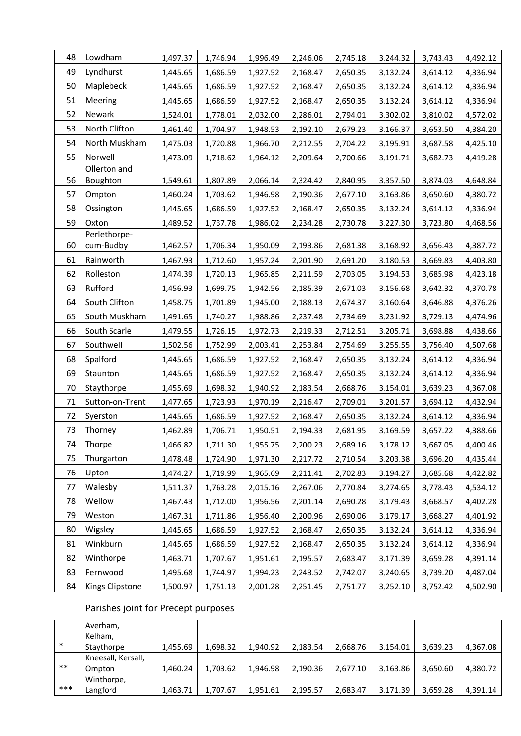| | | | | | | | | | |
|---|---|---|---|---|---|---|---|---|---|
| 48 | Lowdham | 1,497.37 | 1,746.94 | 1,996.49 | 2,246.06 | 2,745.18 | 3,244.32 | 3,743.43 | 4,492.12 |
| 49 | Lyndhurst | 1,445.65 | 1,686.59 | 1,927.52 | 2,168.47 | 2,650.35 | 3,132.24 | 3,614.12 | 4,336.94 |
| 50 | Maplebeck | 1,445.65 | 1,686.59 | 1,927.52 | 2,168.47 | 2,650.35 | 3,132.24 | 3,614.12 | 4,336.94 |
| 51 | Meering | 1,445.65 | 1,686.59 | 1,927.52 | 2,168.47 | 2,650.35 | 3,132.24 | 3,614.12 | 4,336.94 |
| 52 | Newark | 1,524.01 | 1,778.01 | 2,032.00 | 2,286.01 | 2,794.01 | 3,302.02 | 3,810.02 | 4,572.02 |
| 53 | North Clifton | 1,461.40 | 1,704.97 | 1,948.53 | 2,192.10 | 2,679.23 | 3,166.37 | 3,653.50 | 4,384.20 |
| 54 | North Muskham | 1,475.03 | 1,720.88 | 1,966.70 | 2,212.55 | 2,704.22 | 3,195.91 | 3,687.58 | 4,425.10 |
| 55 | Norwell | 1,473.09 | 1,718.62 | 1,964.12 | 2,209.64 | 2,700.66 | 3,191.71 | 3,682.73 | 4,419.28 |
| 56 | Ollerton and Boughton | 1,549.61 | 1,807.89 | 2,066.14 | 2,324.42 | 2,840.95 | 3,357.50 | 3,874.03 | 4,648.84 |
| 57 | Ompton | 1,460.24 | 1,703.62 | 1,946.98 | 2,190.36 | 2,677.10 | 3,163.86 | 3,650.60 | 4,380.72 |
| 58 | Ossington | 1,445.65 | 1,686.59 | 1,927.52 | 2,168.47 | 2,650.35 | 3,132.24 | 3,614.12 | 4,336.94 |
| 59 | Oxton | 1,489.52 | 1,737.78 | 1,986.02 | 2,234.28 | 2,730.78 | 3,227.30 | 3,723.80 | 4,468.56 |
| 60 | Perlethorpe-cum-Budby | 1,462.57 | 1,706.34 | 1,950.09 | 2,193.86 | 2,681.38 | 3,168.92 | 3,656.43 | 4,387.72 |
| 61 | Rainworth | 1,467.93 | 1,712.60 | 1,957.24 | 2,201.90 | 2,691.20 | 3,180.53 | 3,669.83 | 4,403.80 |
| 62 | Rolleston | 1,474.39 | 1,720.13 | 1,965.85 | 2,211.59 | 2,703.05 | 3,194.53 | 3,685.98 | 4,423.18 |
| 63 | Rufford | 1,456.93 | 1,699.75 | 1,942.56 | 2,185.39 | 2,671.03 | 3,156.68 | 3,642.32 | 4,370.78 |
| 64 | South Clifton | 1,458.75 | 1,701.89 | 1,945.00 | 2,188.13 | 2,674.37 | 3,160.64 | 3,646.88 | 4,376.26 |
| 65 | South Muskham | 1,491.65 | 1,740.27 | 1,988.86 | 2,237.48 | 2,734.69 | 3,231.92 | 3,729.13 | 4,474.96 |
| 66 | South Scarle | 1,479.55 | 1,726.15 | 1,972.73 | 2,219.33 | 2,712.51 | 3,205.71 | 3,698.88 | 4,438.66 |
| 67 | Southwell | 1,502.56 | 1,752.99 | 2,003.41 | 2,253.84 | 2,754.69 | 3,255.55 | 3,756.40 | 4,507.68 |
| 68 | Spalford | 1,445.65 | 1,686.59 | 1,927.52 | 2,168.47 | 2,650.35 | 3,132.24 | 3,614.12 | 4,336.94 |
| 69 | Staunton | 1,445.65 | 1,686.59 | 1,927.52 | 2,168.47 | 2,650.35 | 3,132.24 | 3,614.12 | 4,336.94 |
| 70 | Staythorpe | 1,455.69 | 1,698.32 | 1,940.92 | 2,183.54 | 2,668.76 | 3,154.01 | 3,639.23 | 4,367.08 |
| 71 | Sutton-on-Trent | 1,477.65 | 1,723.93 | 1,970.19 | 2,216.47 | 2,709.01 | 3,201.57 | 3,694.12 | 4,432.94 |
| 72 | Syerston | 1,445.65 | 1,686.59 | 1,927.52 | 2,168.47 | 2,650.35 | 3,132.24 | 3,614.12 | 4,336.94 |
| 73 | Thorney | 1,462.89 | 1,706.71 | 1,950.51 | 2,194.33 | 2,681.95 | 3,169.59 | 3,657.22 | 4,388.66 |
| 74 | Thorpe | 1,466.82 | 1,711.30 | 1,955.75 | 2,200.23 | 2,689.16 | 3,178.12 | 3,667.05 | 4,400.46 |
| 75 | Thurgarton | 1,478.48 | 1,724.90 | 1,971.30 | 2,217.72 | 2,710.54 | 3,203.38 | 3,696.20 | 4,435.44 |
| 76 | Upton | 1,474.27 | 1,719.99 | 1,965.69 | 2,211.41 | 2,702.83 | 3,194.27 | 3,685.68 | 4,422.82 |
| 77 | Walesby | 1,511.37 | 1,763.28 | 2,015.16 | 2,267.06 | 2,770.84 | 3,274.65 | 3,778.43 | 4,534.12 |
| 78 | Wellow | 1,467.43 | 1,712.00 | 1,956.56 | 2,201.14 | 2,690.28 | 3,179.43 | 3,668.57 | 4,402.28 |
| 79 | Weston | 1,467.31 | 1,711.86 | 1,956.40 | 2,200.96 | 2,690.06 | 3,179.17 | 3,668.27 | 4,401.92 |
| 80 | Wigsley | 1,445.65 | 1,686.59 | 1,927.52 | 2,168.47 | 2,650.35 | 3,132.24 | 3,614.12 | 4,336.94 |
| 81 | Winkburn | 1,445.65 | 1,686.59 | 1,927.52 | 2,168.47 | 2,650.35 | 3,132.24 | 3,614.12 | 4,336.94 |
| 82 | Winthorpe | 1,463.71 | 1,707.67 | 1,951.61 | 2,195.57 | 2,683.47 | 3,171.39 | 3,659.28 | 4,391.14 |
| 83 | Fernwood | 1,495.68 | 1,744.97 | 1,994.23 | 2,243.52 | 2,742.07 | 3,240.65 | 3,739.20 | 4,487.04 |
| 84 | Kings Clipstone | 1,500.97 | 1,751.13 | 2,001.28 | 2,251.45 | 2,751.77 | 3,252.10 | 3,752.42 | 4,502.90 |

Parishes joint for Precept purposes

| | | | | | | | | | |
|---|---|---|---|---|---|---|---|---|---|
| * | Averham, Kelham, Staythorpe | 1,455.69 | 1,698.32 | 1,940.92 | 2,183.54 | 2,668.76 | 3,154.01 | 3,639.23 | 4,367.08 |
| ** | Kneesall, Kersall, Ompton | 1,460.24 | 1,703.62 | 1,946.98 | 2,190.36 | 2,677.10 | 3,163.86 | 3,650.60 | 4,380.72 |
| *** | Winthorpe, Langford | 1,463.71 | 1,707.67 | 1,951.61 | 2,195.57 | 2,683.47 | 3,171.39 | 3,659.28 | 4,391.14 |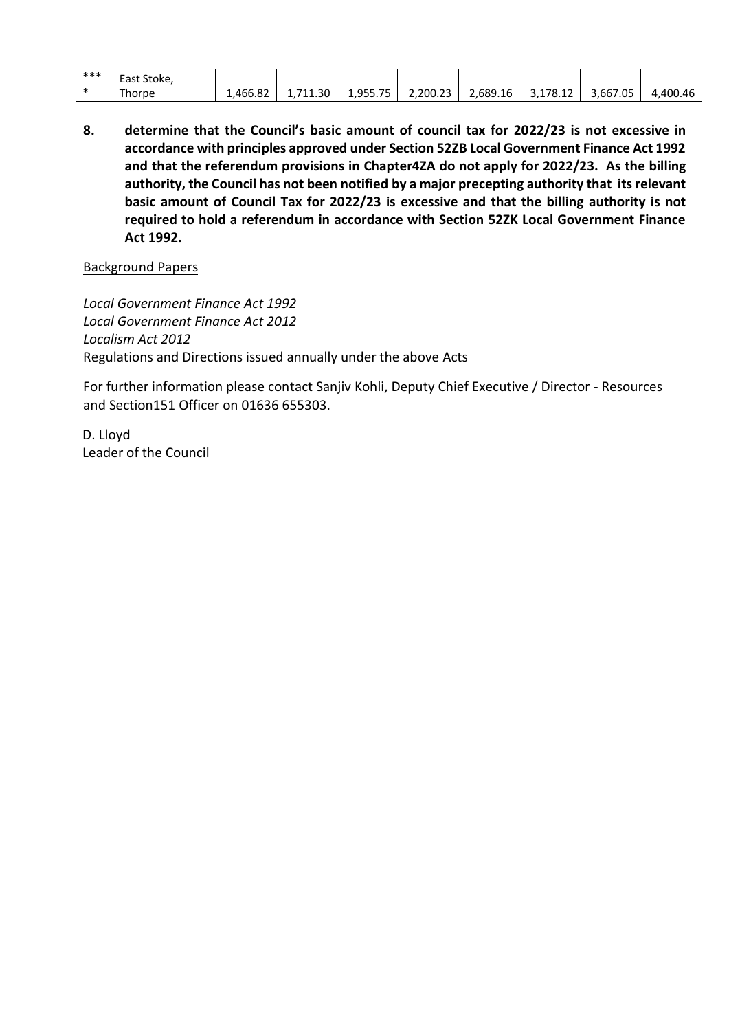| | | | | | | | | | |
|---|---|---|---|---|---|---|---|---|---|
| *** * | East Stoke, Thorpe | 1,466.82 | 1,711.30 | 1,955.75 | 2,200.23 | 2,689.16 | 3,178.12 | 3,667.05 | 4,400.46 |

**8. determine that the Council's basic amount of council tax for 2022/23 is not excessive in accordance with principles approved under Section 52ZB Local Government Finance Act 1992 and that the referendum provisions in Chapter4ZA do not apply for 2022/23. As the billing authority, the Council has not been notified by a major precepting authority that its relevant basic amount of Council Tax for 2022/23 is excessive and that the billing authority is not required to hold a referendum in accordance with Section 52ZK Local Government Finance Act 1992.**

Background Papers

*Local Government Finance Act 1992*
*Local Government Finance Act 2012*
*Localism Act 2012*
Regulations and Directions issued annually under the above Acts

For further information please contact Sanjiv Kohli, Deputy Chief Executive / Director - Resources and Section151 Officer on 01636 655303.

D. Lloyd
Leader of the Council